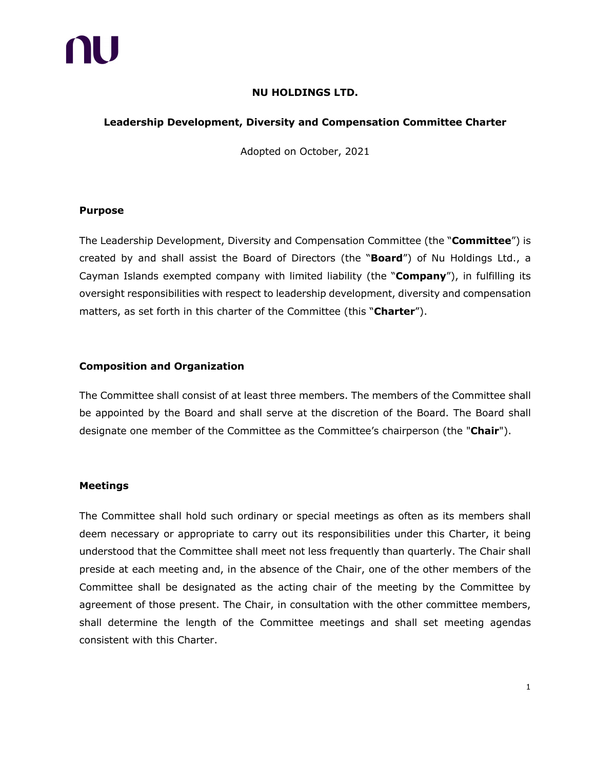**NU HOLDINGS LTD.**

**Leadership Development, Diversity and Compensation Committee Charter**

Adopted on October, 2021

## Purpose

The Leadership Development, Diversity and Compensation Committee (the "**Committee**") is created by and shall assist the Board of Directors (the "**Board**") of Nu Holdings Ltd., a Cayman Islands exempted company with limited liability (the "**Company**"), in fulfilling its oversight responsibilities with respect to leadership development, diversity and compensation matters, as set forth in this charter of the Committee (this "**Charter**").

## Composition and Organization

The Committee shall consist of at least three members. The members of the Committee shall be appointed by the Board and shall serve at the discretion of the Board. The Board shall designate one member of the Committee as the Committee's chairperson (the "**Chair**").

## Meetings

The Committee shall hold such ordinary or special meetings as often as its members shall deem necessary or appropriate to carry out its responsibilities under this Charter, it being understood that the Committee shall meet not less frequently than quarterly. The Chair shall preside at each meeting and, in the absence of the Chair, one of the other members of the Committee shall be designated as the acting chair of the meeting by the Committee by agreement of those present. The Chair, in consultation with the other committee members, shall determine the length of the Committee meetings and shall set meeting agendas consistent with this Charter.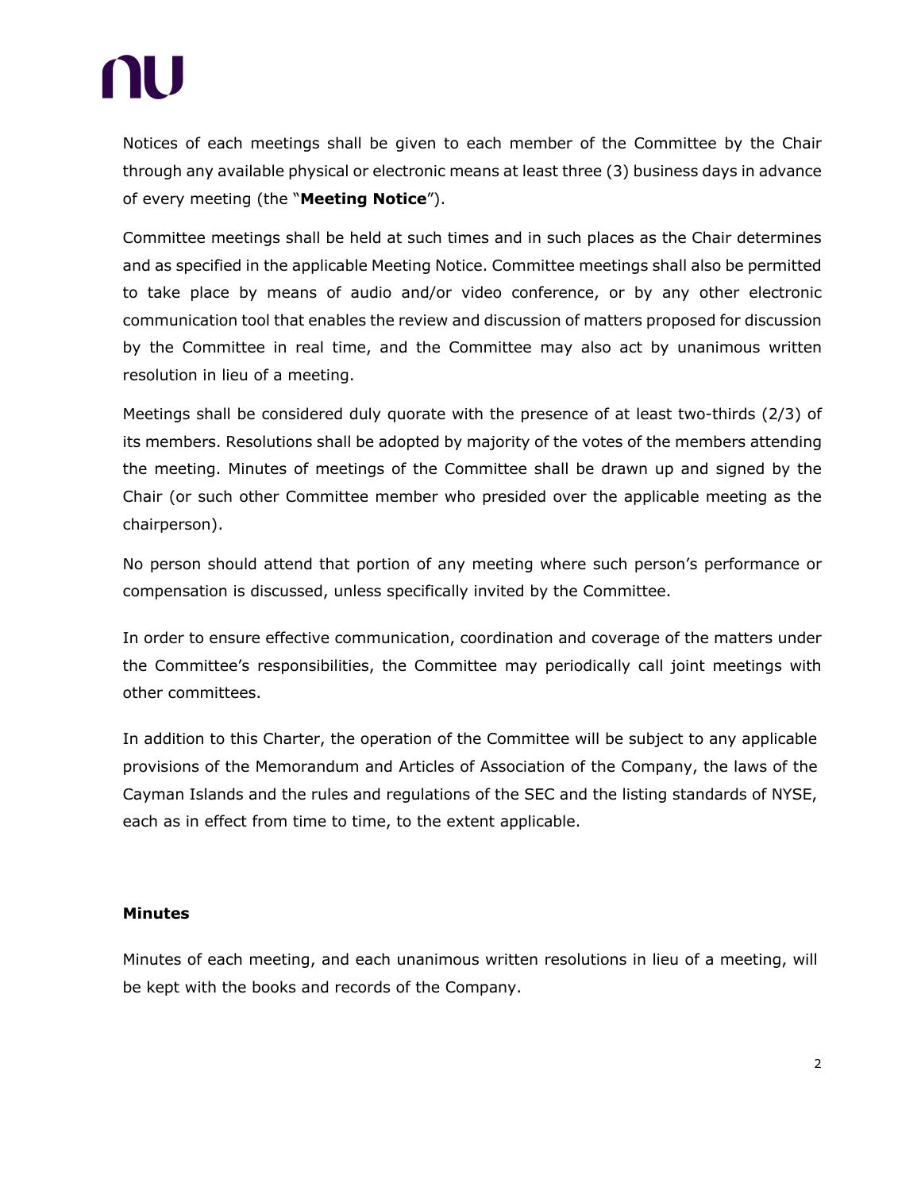Notices of each meetings shall be given to each member of the Committee by the Chair through any available physical or electronic means at least three (3) business days in advance of every meeting (the "**Meeting Notice**").

Committee meetings shall be held at such times and in such places as the Chair determines and as specified in the applicable Meeting Notice. Committee meetings shall also be permitted to take place by means of audio and/or video conference, or by any other electronic communication tool that enables the review and discussion of matters proposed for discussion by the Committee in real time, and the Committee may also act by unanimous written resolution in lieu of a meeting.

Meetings shall be considered duly quorate with the presence of at least two-thirds (2/3) of its members. Resolutions shall be adopted by majority of the votes of the members attending the meeting. Minutes of meetings of the Committee shall be drawn up and signed by the Chair (or such other Committee member who presided over the applicable meeting as the chairperson).

No person should attend that portion of any meeting where such person's performance or compensation is discussed, unless specifically invited by the Committee.

In order to ensure effective communication, coordination and coverage of the matters under the Committee's responsibilities, the Committee may periodically call joint meetings with other committees.

In addition to this Charter, the operation of the Committee will be subject to any applicable provisions of the Memorandum and Articles of Association of the Company, the laws of the Cayman Islands and the rules and regulations of the SEC and the listing standards of NYSE, each as in effect from time to time, to the extent applicable.

**Minutes**

Minutes of each meeting, and each unanimous written resolutions in lieu of a meeting, will be kept with the books and records of the Company.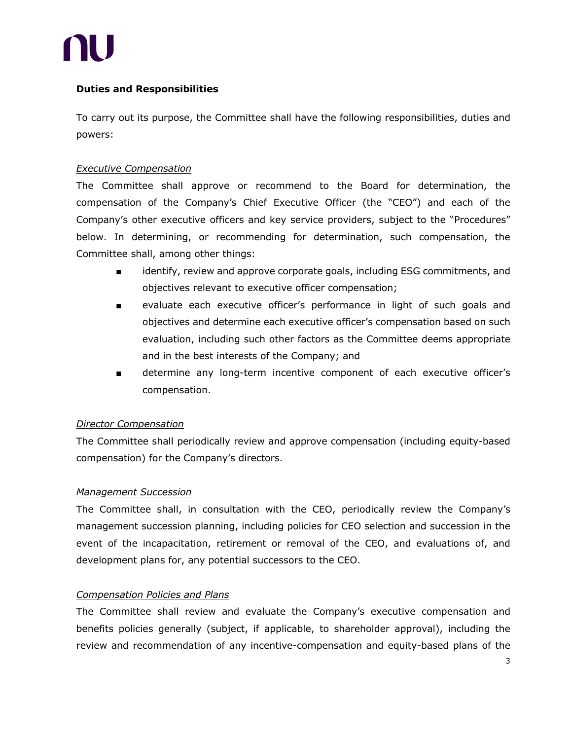**Duties and Responsibilities**

To carry out its purpose, the Committee shall have the following responsibilities, duties and powers:

*Executive Compensation*

The Committee shall approve or recommend to the Board for determination, the compensation of the Company's Chief Executive Officer (the "CEO") and each of the Company's other executive officers and key service providers, subject to the "Procedures" below. In determining, or recommending for determination, such compensation, the Committee shall, among other things:

- identify, review and approve corporate goals, including ESG commitments, and objectives relevant to executive officer compensation;
- evaluate each executive officer's performance in light of such goals and objectives and determine each executive officer's compensation based on such evaluation, including such other factors as the Committee deems appropriate and in the best interests of the Company; and
- determine any long-term incentive component of each executive officer's compensation.

*Director Compensation*

The Committee shall periodically review and approve compensation (including equity-based compensation) for the Company's directors.

*Management Succession*

The Committee shall, in consultation with the CEO, periodically review the Company's management succession planning, including policies for CEO selection and succession in the event of the incapacitation, retirement or removal of the CEO, and evaluations of, and development plans for, any potential successors to the CEO.

*Compensation Policies and Plans*

The Committee shall review and evaluate the Company's executive compensation and benefits policies generally (subject, if applicable, to shareholder approval), including the review and recommendation of any incentive-compensation and equity-based plans of the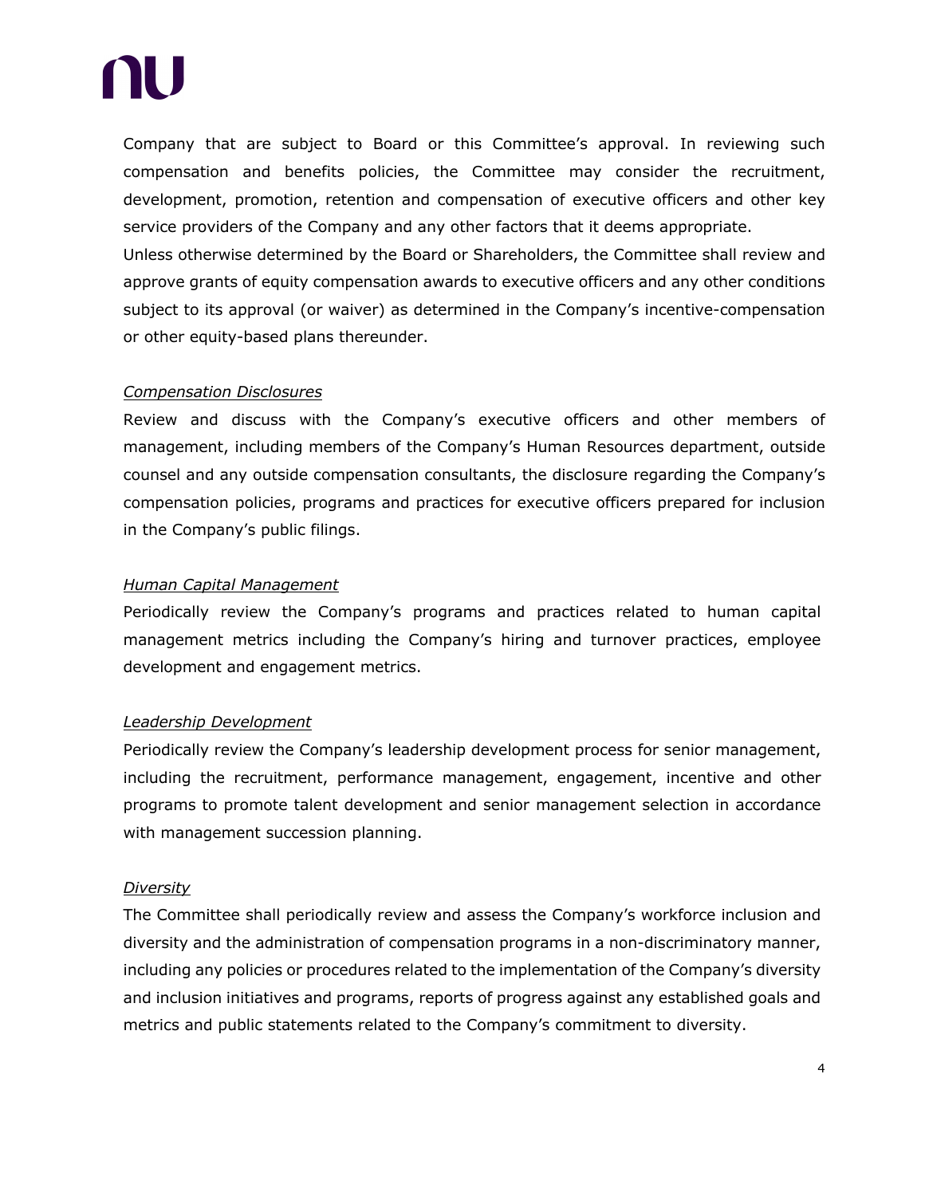Company that are subject to Board or this Committee's approval. In reviewing such compensation and benefits policies, the Committee may consider the recruitment, development, promotion, retention and compensation of executive officers and other key service providers of the Company and any other factors that it deems appropriate.

Unless otherwise determined by the Board or Shareholders, the Committee shall review and approve grants of equity compensation awards to executive officers and any other conditions subject to its approval (or waiver) as determined in the Company's incentive-compensation or other equity-based plans thereunder.

*Compensation Disclosures*

Review and discuss with the Company's executive officers and other members of management, including members of the Company's Human Resources department, outside counsel and any outside compensation consultants, the disclosure regarding the Company's compensation policies, programs and practices for executive officers prepared for inclusion in the Company's public filings.

*Human Capital Management*

Periodically review the Company's programs and practices related to human capital management metrics including the Company's hiring and turnover practices, employee development and engagement metrics.

*Leadership Development*

Periodically review the Company's leadership development process for senior management, including the recruitment, performance management, engagement, incentive and other programs to promote talent development and senior management selection in accordance with management succession planning.

*Diversity*

The Committee shall periodically review and assess the Company's workforce inclusion and diversity and the administration of compensation programs in a non-discriminatory manner, including any policies or procedures related to the implementation of the Company's diversity and inclusion initiatives and programs, reports of progress against any established goals and metrics and public statements related to the Company's commitment to diversity.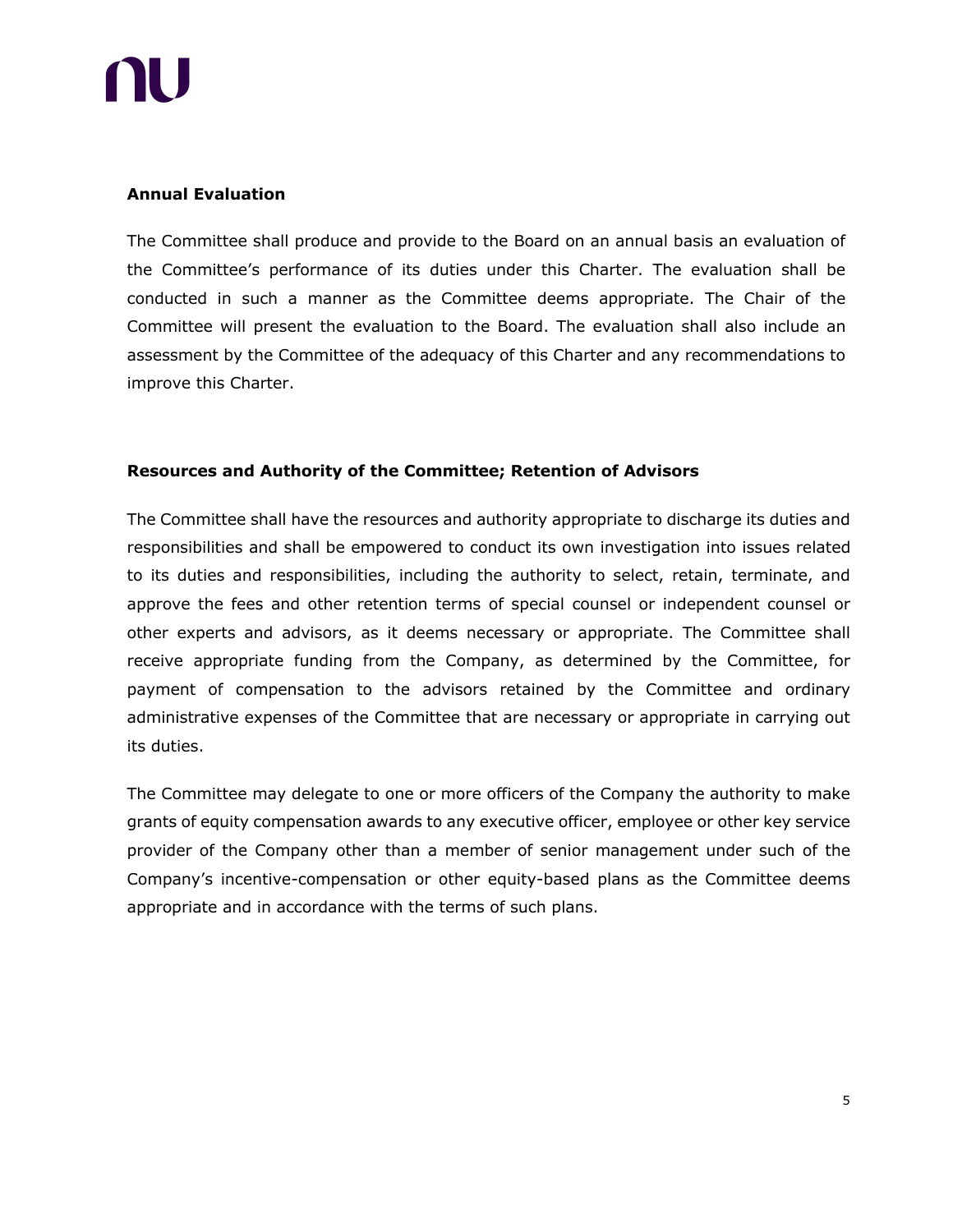### Annual Evaluation

The Committee shall produce and provide to the Board on an annual basis an evaluation of the Committee's performance of its duties under this Charter. The evaluation shall be conducted in such a manner as the Committee deems appropriate. The Chair of the Committee will present the evaluation to the Board. The evaluation shall also include an assessment by the Committee of the adequacy of this Charter and any recommendations to improve this Charter.

### Resources and Authority of the Committee; Retention of Advisors

The Committee shall have the resources and authority appropriate to discharge its duties and responsibilities and shall be empowered to conduct its own investigation into issues related to its duties and responsibilities, including the authority to select, retain, terminate, and approve the fees and other retention terms of special counsel or independent counsel or other experts and advisors, as it deems necessary or appropriate. The Committee shall receive appropriate funding from the Company, as determined by the Committee, for payment of compensation to the advisors retained by the Committee and ordinary administrative expenses of the Committee that are necessary or appropriate in carrying out its duties.

The Committee may delegate to one or more officers of the Company the authority to make grants of equity compensation awards to any executive officer, employee or other key service provider of the Company other than a member of senior management under such of the Company's incentive-compensation or other equity-based plans as the Committee deems appropriate and in accordance with the terms of such plans.